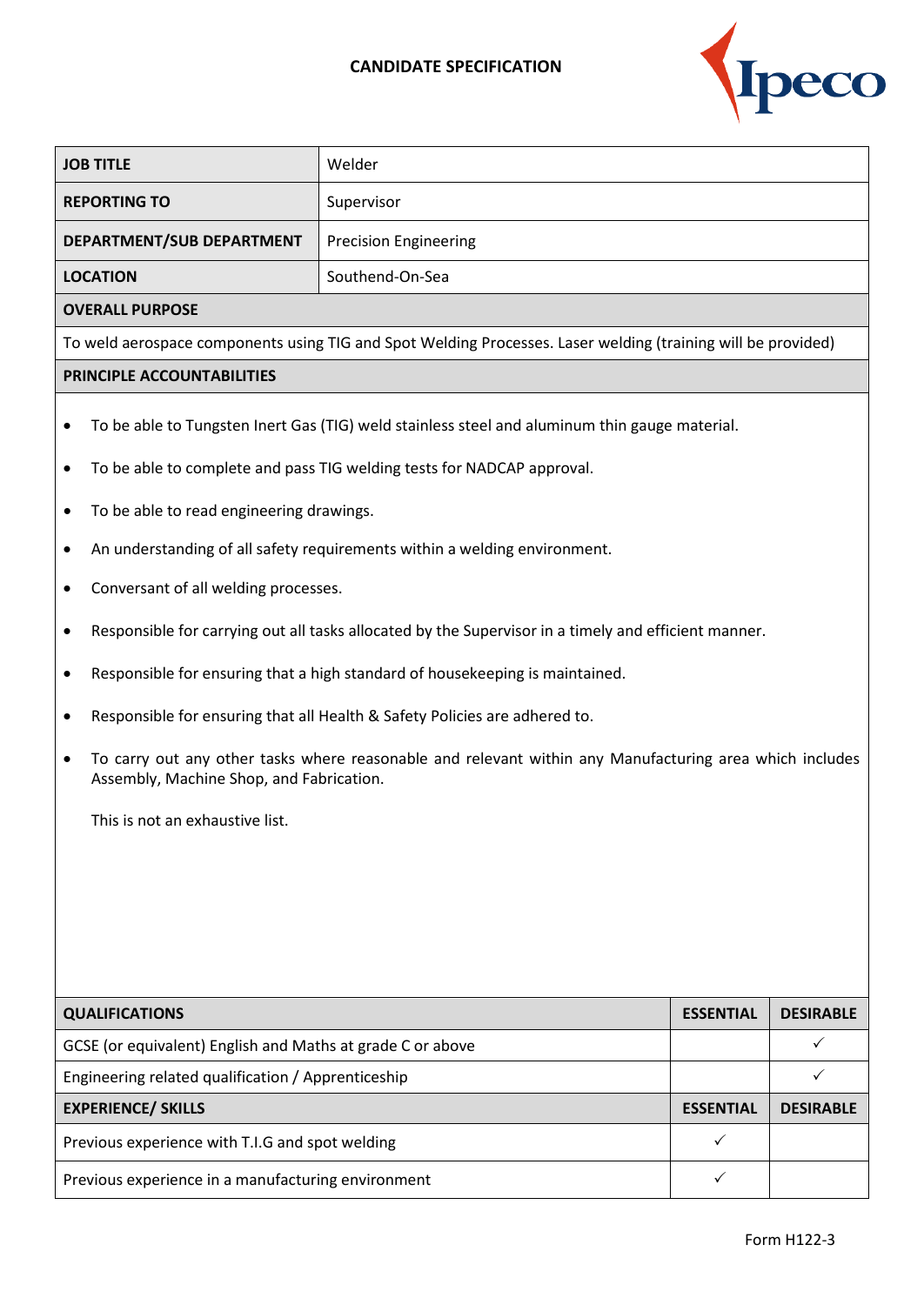# CANDIDATE SPECIFICATION

Ipeco

| JOB TITLE | Welder |
|---|---|
| REPORTING TO | Supervisor |
| DEPARTMENT/SUB DEPARTMENT | Precision Engineering |
| LOCATION | Southend-On-Sea |

**OVERALL PURPOSE**

To weld aerospace components using TIG and Spot Welding Processes. Laser welding (training will be provided)

**PRINCIPLE ACCOUNTABILITIES**

- To be able to Tungsten Inert Gas (TIG) weld stainless steel and aluminum thin gauge material.
- To be able to complete and pass TIG welding tests for NADCAP approval.
- To be able to read engineering drawings.
- An understanding of all safety requirements within a welding environment.
- Conversant of all welding processes.
- Responsible for carrying out all tasks allocated by the Supervisor in a timely and efficient manner.
- Responsible for ensuring that a high standard of housekeeping is maintained.
- Responsible for ensuring that all Health & Safety Policies are adhered to.
- To carry out any other tasks where reasonable and relevant within any Manufacturing area which includes Assembly, Machine Shop, and Fabrication.

  This is not an exhaustive list.

| QUALIFICATIONS | ESSENTIAL | DESIRABLE |
|---|---|---|
| GCSE (or equivalent) English and Maths at grade C or above | | ✓ |
| Engineering related qualification / Apprenticeship | | ✓ |
| **EXPERIENCE/ SKILLS** | **ESSENTIAL** | **DESIRABLE** |
| Previous experience with T.I.G and spot welding | ✓ | |
| Previous experience in a manufacturing environment | ✓ | |

Form H122-3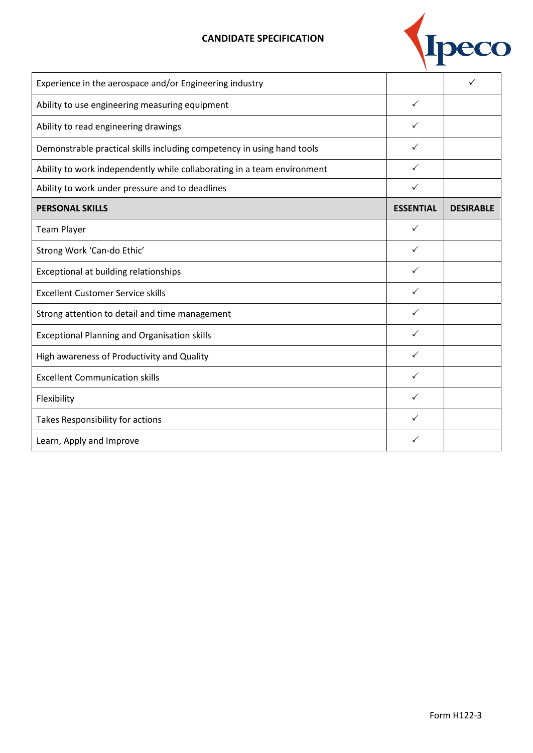**CANDIDATE SPECIFICATION**

| | | |
|---|---|---|
| Experience in the aerospace and/or Engineering industry | | ✓ |
| Ability to use engineering measuring equipment | ✓ | |
| Ability to read engineering drawings | ✓ | |
| Demonstrable practical skills including competency in using hand tools | ✓ | |
| Ability to work independently while collaborating in a team environment | ✓ | |
| Ability to work under pressure and to deadlines | ✓ | |
| **PERSONAL SKILLS** | **ESSENTIAL** | **DESIRABLE** |
| Team Player | ✓ | |
| Strong Work 'Can-do Ethic' | ✓ | |
| Exceptional at building relationships | ✓ | |
| Excellent Customer Service skills | ✓ | |
| Strong attention to detail and time management | ✓ | |
| Exceptional Planning and Organisation skills | ✓ | |
| High awareness of Productivity and Quality | ✓ | |
| Excellent Communication skills | ✓ | |
| Flexibility | ✓ | |
| Takes Responsibility for actions | ✓ | |
| Learn, Apply and Improve | ✓ | |

Form H122-3